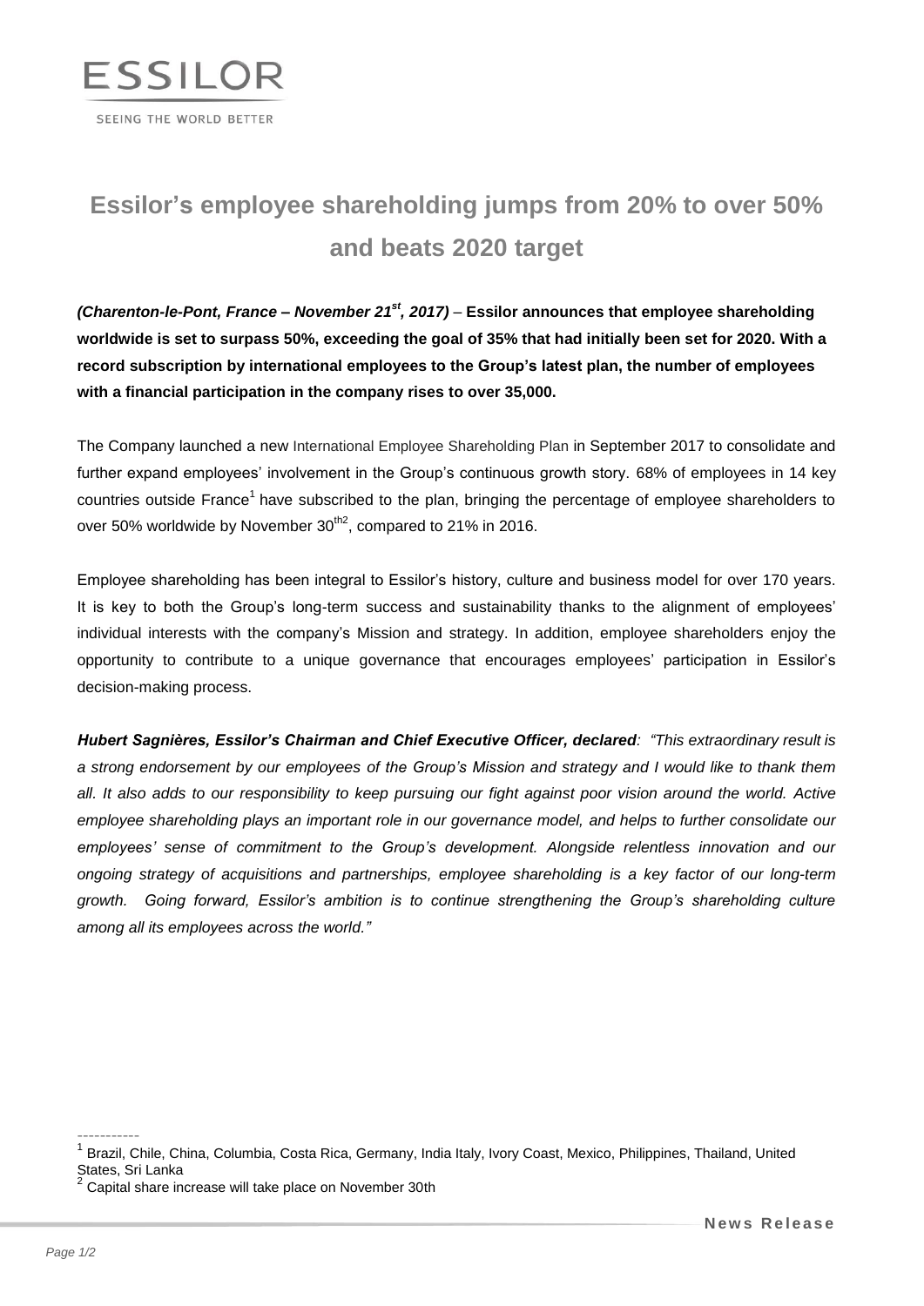ESSILOR

SEEING THE WORLD BETTER

# Essilor's employee shareholding jumps from 20% to over 50% and beats 2020 target

***(Charenton-le-Pont, France – November 21st, 2017)*** – **Essilor announces that employee shareholding worldwide is set to surpass 50%, exceeding the goal of 35% that had initially been set for 2020. With a record subscription by international employees to the Group's latest plan, the number of employees with a financial participation in the company rises to over 35,000.**

The Company launched a new International Employee Shareholding Plan in September 2017 to consolidate and further expand employees' involvement in the Group's continuous growth story. 68% of employees in 14 key countries outside France[1] have subscribed to the plan, bringing the percentage of employee shareholders to over 50% worldwide by November 30th[2], compared to 21% in 2016.

Employee shareholding has been integral to Essilor's history, culture and business model for over 170 years. It is key to both the Group's long-term success and sustainability thanks to the alignment of employees' individual interests with the company's Mission and strategy. In addition, employee shareholders enjoy the opportunity to contribute to a unique governance that encourages employees' participation in Essilor's decision-making process.

***Hubert Sagnières, Essilor's Chairman and Chief Executive Officer, declared****: "This extraordinary result is a strong endorsement by our employees of the Group's Mission and strategy and I would like to thank them all. It also adds to our responsibility to keep pursuing our fight against poor vision around the world. Active employee shareholding plays an important role in our governance model, and helps to further consolidate our employees' sense of commitment to the Group's development. Alongside relentless innovation and our ongoing strategy of acquisitions and partnerships, employee shareholding is a key factor of our long-term growth. Going forward, Essilor's ambition is to continue strengthening the Group's shareholding culture among all its employees across the world."*

-----------

[1] Brazil, Chile, China, Columbia, Costa Rica, Germany, India Italy, Ivory Coast, Mexico, Philippines, Thailand, United States, Sri Lanka

[2] Capital share increase will take place on November 30th

**News Release**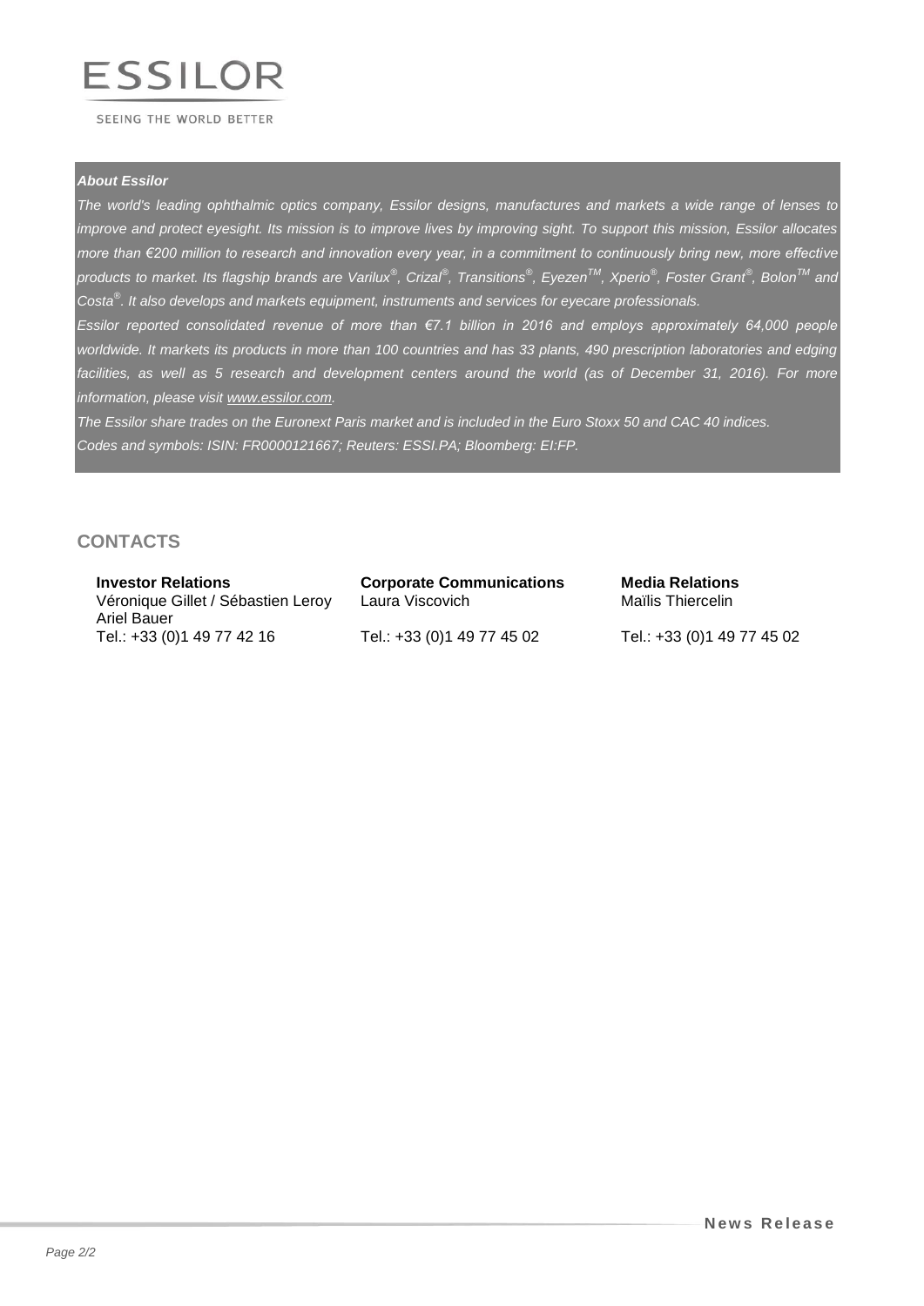***About Essilor***

*The world's leading ophthalmic optics company, Essilor designs, manufactures and markets a wide range of lenses to improve and protect eyesight. Its mission is to improve lives by improving sight. To support this mission, Essilor allocates more than €200 million to research and innovation every year, in a commitment to continuously bring new, more effective products to market. Its flagship brands are Varilux®, Crizal®, Transitions®, Eyezen™, Xperio®, Foster Grant®, Bolon™ and Costa®. It also develops and markets equipment, instruments and services for eyecare professionals.*

*Essilor reported consolidated revenue of more than €7.1 billion in 2016 and employs approximately 64,000 people worldwide. It markets its products in more than 100 countries and has 33 plants, 490 prescription laboratories and edging facilities, as well as 5 research and development centers around the world (as of December 31, 2016). For more information, please visit www.essilor.com.*

*The Essilor share trades on the Euronext Paris market and is included in the Euro Stoxx 50 and CAC 40 indices.*

*Codes and symbols: ISIN: FR0000121667; Reuters: ESSI.PA; Bloomberg: EI:FP.*

## CONTACTS

**Investor Relations**
Véronique Gillet / Sébastien Leroy
Ariel Bauer
Tel.: +33 (0)1 49 77 42 16

**Corporate Communications**
Laura Viscovich
Tel.: +33 (0)1 49 77 45 02

**Media Relations**
Maïlis Thiercelin
Tel.: +33 (0)1 49 77 45 02